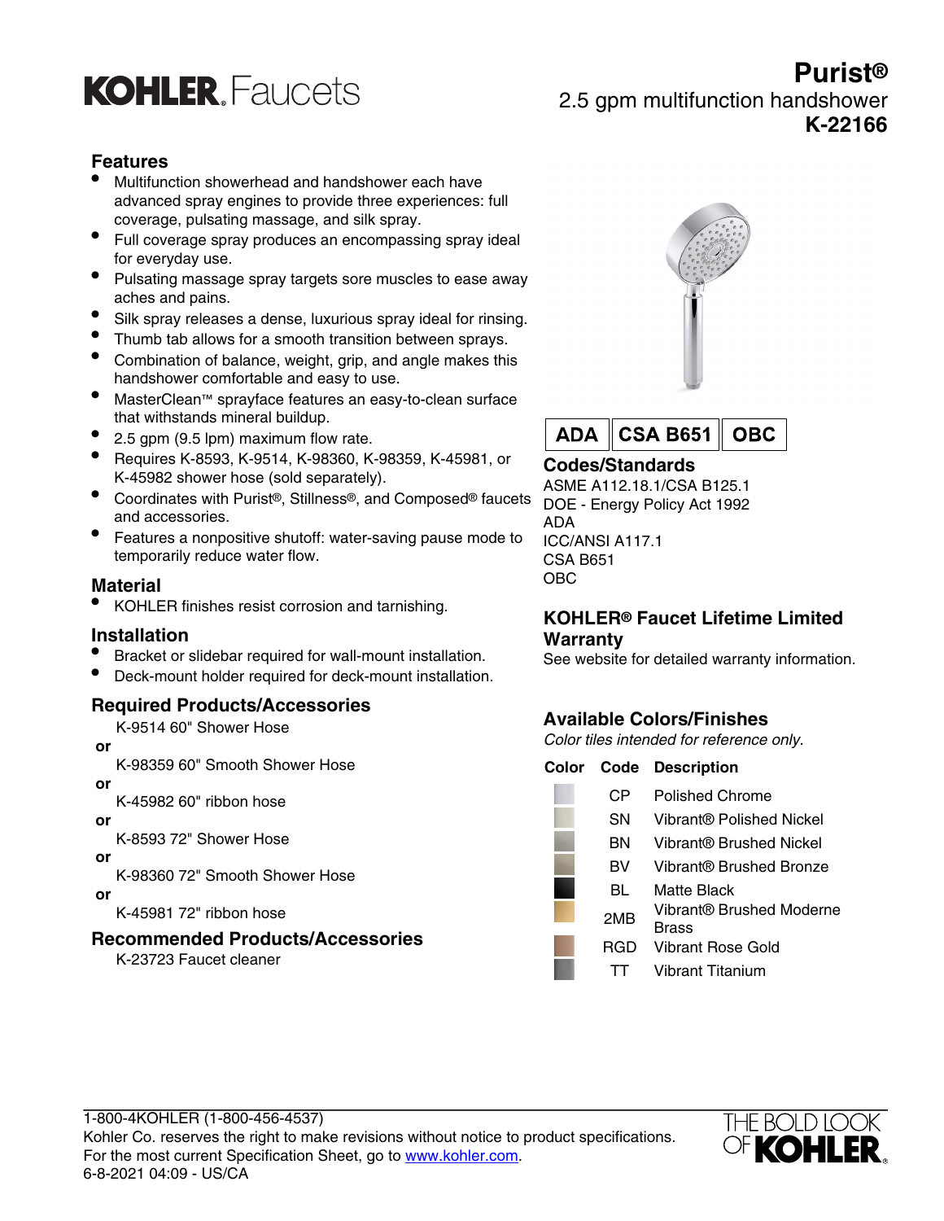# KOHLER. Faucets

# Purist®

2.5 gpm multifunction handshower

**K-22166**

## Features

- Multifunction showerhead and handshower each have advanced spray engines to provide three experiences: full coverage, pulsating massage, and silk spray.
- Full coverage spray produces an encompassing spray ideal for everyday use.
- Pulsating massage spray targets sore muscles to ease away aches and pains.
- Silk spray releases a dense, luxurious spray ideal for rinsing.
- Thumb tab allows for a smooth transition between sprays.
- Combination of balance, weight, grip, and angle makes this handshower comfortable and easy to use.
- MasterClean™ sprayface features an easy-to-clean surface that withstands mineral buildup.
- 2.5 gpm (9.5 lpm) maximum flow rate.
- Requires K-8593, K-9514, K-98360, K-98359, K-45981, or K-45982 shower hose (sold separately).
- Coordinates with Purist®, Stillness®, and Composed® faucets and accessories.
- Features a nonpositive shutoff: water-saving pause mode to temporarily reduce water flow.

## Material

- KOHLER finishes resist corrosion and tarnishing.

## Installation

- Bracket or slidebar required for wall-mount installation.
- Deck-mount holder required for deck-mount installation.

## Required Products/Accessories

K-9514 60" Shower Hose

**or**

K-98359 60" Smooth Shower Hose

**or**

K-45982 60" ribbon hose

**or**

K-8593 72" Shower Hose

**or**

K-98360 72" Smooth Shower Hose

**or**

K-45981 72" ribbon hose

## Recommended Products/Accessories

K-23723 Faucet cleaner

**ADA | CSA B651 | OBC**

## Codes/Standards

ASME A112.18.1/CSA B125.1
DOE - Energy Policy Act 1992
ADA
ICC/ANSI A117.1
CSA B651
OBC

## KOHLER® Faucet Lifetime Limited Warranty

See website for detailed warranty information.

## Available Colors/Finishes

*Color tiles intended for reference only.*

| Color | Code | Description |
|---|---|---|
| | CP | Polished Chrome |
| | SN | Vibrant® Polished Nickel |
| | BN | Vibrant® Brushed Nickel |
| | BV | Vibrant® Brushed Bronze |
| | BL | Matte Black |
| | 2MB | Vibrant® Brushed Moderne Brass |
| | RGD | Vibrant Rose Gold |
| | TT | Vibrant Titanium |

1-800-4KOHLER (1-800-456-4537)
Kohler Co. reserves the right to make revisions without notice to product specifications.
For the most current Specification Sheet, go to www.kohler.com.
6-8-2021 04:09 - US/CA

THE BOLD LOOK OF KOHLER.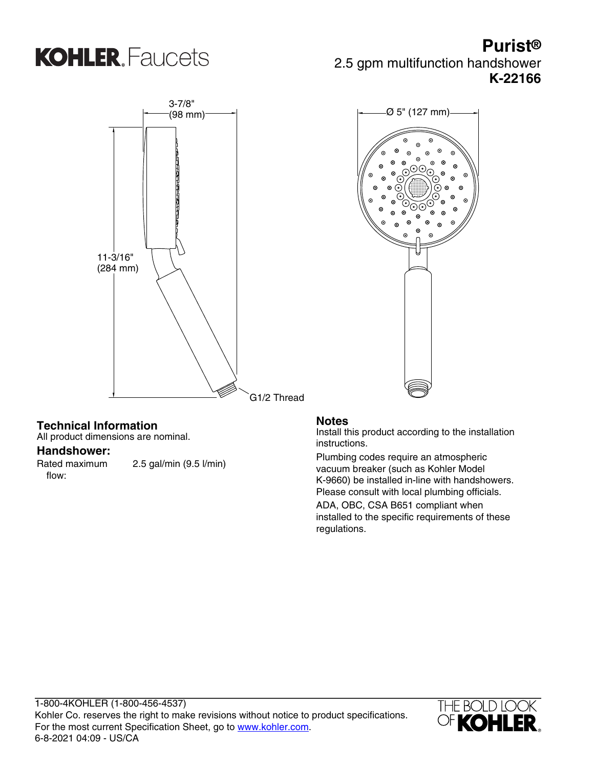# KOHLER. Faucets

## Purist®

2.5 gpm multifunction handshower

**K-22166**

3-7/8" (98 mm)

Ø 5" (127 mm)

11-3/16" (284 mm)

G1/2 Thread

## Technical Information

All product dimensions are nominal.

### Handshower:

| | |
|---|---|
| Rated maximum flow: | 2.5 gal/min (9.5 l/min) |

## Notes

Install this product according to the installation instructions.

Plumbing codes require an atmospheric vacuum breaker (such as Kohler Model K-9660) be installed in-line with handshowers. Please consult with local plumbing officials.

ADA, OBC, CSA B651 compliant when installed to the specific requirements of these regulations.

1-800-4KOHLER (1-800-456-4537)
Kohler Co. reserves the right to make revisions without notice to product specifications.
For the most current Specification Sheet, go to www.kohler.com.
6-8-2021 04:09 - US/CA

THE BOLD LOOK OF KOHLER.